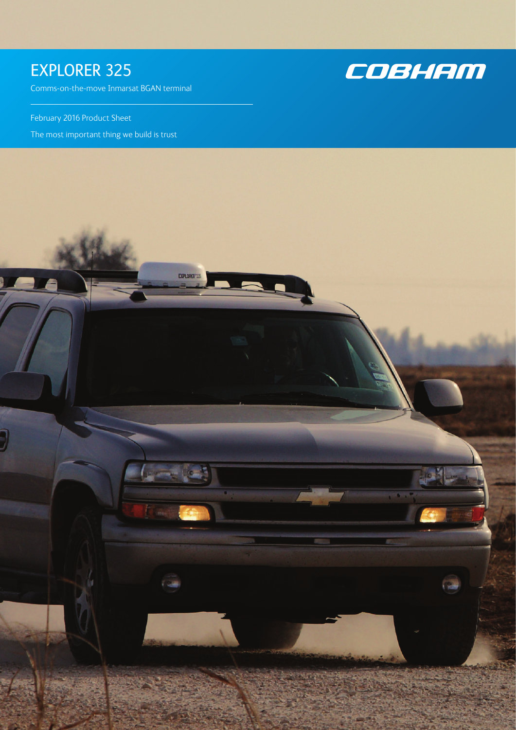# EXPLORER 325

Comms-on-the-move Inmarsat BGAN terminal

COBHAM

February 2016 Product Sheet

The most important thing we build is trust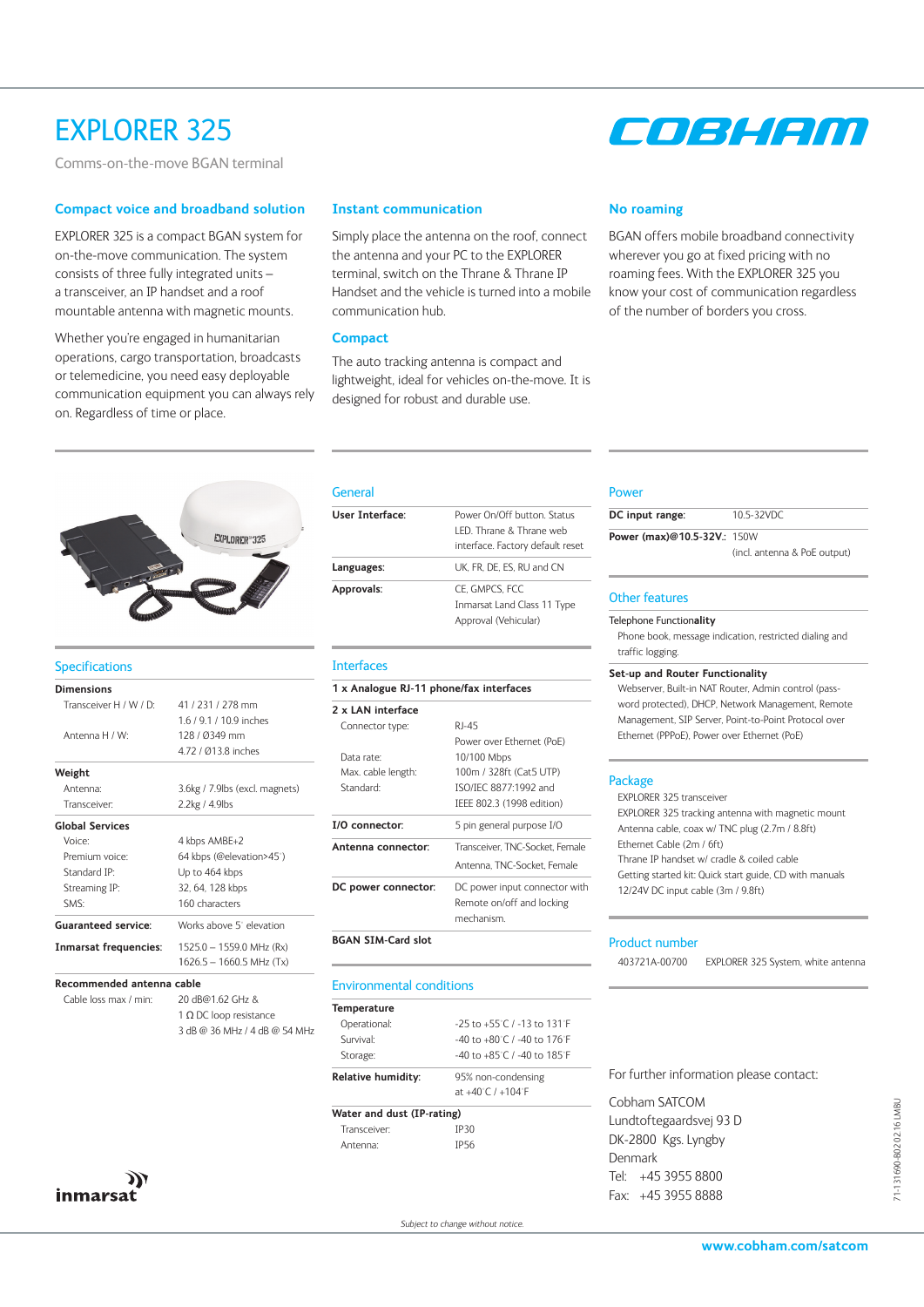# EXPLORER 325

Comms-on-the-move BGAN terminal

### Compact voice and broadband solution

EXPLORER 325 is a compact BGAN system for on-the-move communication. The system consists of three fully integrated units – a transceiver, an IP handset and a roof mountable antenna with magnetic mounts.

Whether you're engaged in humanitarian operations, cargo transportation, broadcasts or telemedicine, you need easy deployable communication equipment you can always rely on. Regardless of time or place.

### Instant communication

Simply place the antenna on the roof, connect the antenna and your PC to the EXPLORER terminal, switch on the Thrane & Thrane IP Handset and the vehicle is turned into a mobile communication hub.

### Compact

The auto tracking antenna is compact and lightweight, ideal for vehicles on-the-move. It is designed for robust and durable use.

### No roaming

BGAN offers mobile broadband connectivity wherever you go at fixed pricing with no roaming fees. With the EXPLORER 325 you know your cost of communication regardless of the number of borders you cross.

### Specifications

| | |
|---|---|
| **Dimensions** | |
| Transceiver H / W / D: | 41 / 231 / 278 mm<br>1.6 / 9.1 / 10.9 inches |
| Antenna H / W: | 128 / Ø349 mm<br>4.72 / Ø13.8 inches |
| **Weight** | |
| Antenna: | 3.6kg / 7.9lbs (excl. magnets) |
| Transceiver: | 2.2kg / 4.9lbs |
| **Global Services** | |
| Voice: | 4 kbps AMBE+2 |
| Premium voice: | 64 kbps (@elevation>45°) |
| Standard IP: | Up to 464 kbps |
| Streaming IP: | 32, 64, 128 kbps |
| SMS: | 160 characters |
| **Guaranteed service:** | Works above 5° elevation |
| **Inmarsat frequencies:** | 1525.0 – 1559.0 MHz (Rx)<br>1626.5 – 1660.5 MHz (Tx) |
| **Recommended antenna cable** | |
| Cable loss max / min: | 20 dB@1.62 GHz &<br>1 Ω DC loop resistance<br>3 dB @ 36 MHz / 4 dB @ 54 MHz |

### General

| | |
|---|---|
| **User Interface:** | Power On/Off button. Status LED. Thrane & Thrane web interface. Factory default reset |
| **Languages:** | UK, FR, DE, ES, RU and CN |
| **Approvals:** | CE, GMPCS, FCC<br>Inmarsat Land Class 11 Type Approval (Vehicular) |

### Interfaces

| | |
|---|---|
| **1 x Analogue RJ-11 phone/fax interfaces** | |
| **2 x LAN interface** | |
| Connector type: | RJ-45<br>Power over Ethernet (PoE) |
| Data rate: | 10/100 Mbps |
| Max. cable length: | 100m / 328ft (Cat5 UTP) |
| Standard: | ISO/IEC 8877:1992 and IEEE 802.3 (1998 edition) |
| **I/O connector:** | 5 pin general purpose I/O |
| **Antenna connector:** | Transceiver, TNC-Socket, Female<br>Antenna, TNC-Socket, Female |
| **DC power connector:** | DC power input connector with Remote on/off and locking mechanism. |
| **BGAN SIM-Card slot** | |

### Environmental conditions

| | |
|---|---|
| **Temperature** | |
| Operational: | -25 to +55°C / -13 to 131°F |
| Survival: | -40 to +80°C / -40 to 176°F |
| Storage: | -40 to +85°C / -40 to 185°F |
| **Relative humidity:** | 95% non-condensing at +40°C / +104°F |
| **Water and dust (IP-rating)** | |
| Transceiver: | IP30 |
| Antenna: | IP56 |

### Power

| | |
|---|---|
| **DC input range:** | 10.5-32VDC |
| **Power (max)@10.5-32V.:** | 150W<br>(incl. antenna & PoE output) |

### Other features

**Telephone Functionality**
Phone book, message indication, restricted dialing and traffic logging.

**Set-up and Router Functionality**
Webserver, Built-in NAT Router, Admin control (password protected), DHCP, Network Management, Remote Management, SIP Server, Point-to-Point Protocol over Ethernet (PPPoE), Power over Ethernet (PoE)

### Package

EXPLORER 325 transceiver
EXPLORER 325 tracking antenna with magnetic mount
Antenna cable, coax w/ TNC plug (2.7m / 8.8ft)
Ethernet Cable (2m / 6ft)
Thrane IP handset w/ cradle & coiled cable
Getting started kit: Quick start guide, CD with manuals
12/24V DC input cable (3m / 9.8ft)

### Product number

403721A-00700 EXPLORER 325 System, white antenna

For further information please contact:

Cobham SATCOM
Lundtoftegaardsvej 93 D
DK-2800 Kgs. Lyngby
Denmark
Tel: +45 3955 8800
Fax: +45 3955 8888

71-131690-B02 02.16 LMBU

*Subject to change without notice.*

www.cobham.com/satcom